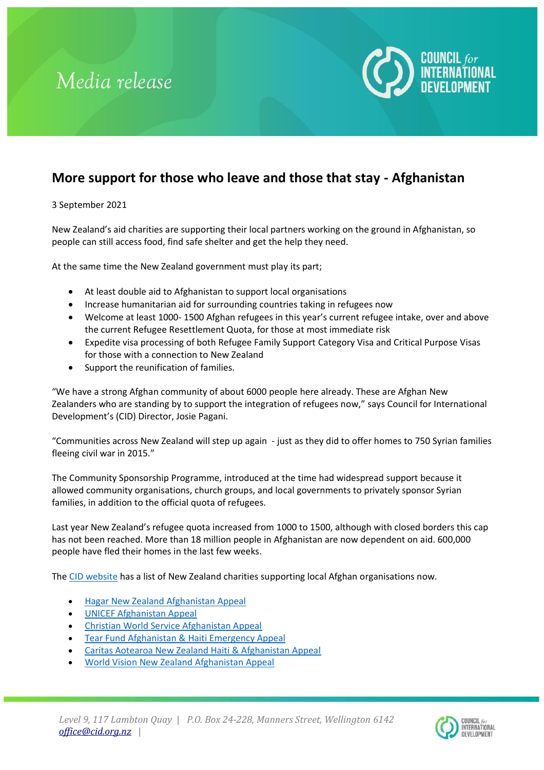Media release

COUNCIL *for* INTERNATIONAL DEVELOPMENT

## More support for those who leave and those that stay - Afghanistan

3 September 2021

New Zealand's aid charities are supporting their local partners working on the ground in Afghanistan, so people can still access food, find safe shelter and get the help they need.

At the same time the New Zealand government must play its part;

- At least double aid to Afghanistan to support local organisations
- Increase humanitarian aid for surrounding countries taking in refugees now
- Welcome at least 1000- 1500 Afghan refugees in this year's current refugee intake, over and above the current Refugee Resettlement Quota, for those at most immediate risk
- Expedite visa processing of both Refugee Family Support Category Visa and Critical Purpose Visas for those with a connection to New Zealand
- Support the reunification of families.

"We have a strong Afghan community of about 6000 people here already. These are Afghan New Zealanders who are standing by to support the integration of refugees now," says Council for International Development's (CID) Director, Josie Pagani.

"Communities across New Zealand will step up again - just as they did to offer homes to 750 Syrian families fleeing civil war in 2015."

The Community Sponsorship Programme, introduced at the time had widespread support because it allowed community organisations, church groups, and local governments to privately sponsor Syrian families, in addition to the official quota of refugees.

Last year New Zealand's refugee quota increased from 1000 to 1500, although with closed borders this cap has not been reached. More than 18 million people in Afghanistan are now dependent on aid. 600,000 people have fled their homes in the last few weeks.

The CID website has a list of New Zealand charities supporting local Afghan organisations now.

- Hagar New Zealand Afghanistan Appeal
- UNICEF Afghanistan Appeal
- Christian World Service Afghanistan Appeal
- Tear Fund Afghanistan & Haiti Emergency Appeal
- Caritas Aotearoa New Zealand Haiti & Afghanistan Appeal
- World Vision New Zealand Afghanistan Appeal

*Level 9, 117 Lambton Quay | P.O. Box 24-228, Manners Street, Wellington 6142*
*office@cid.org.nz* |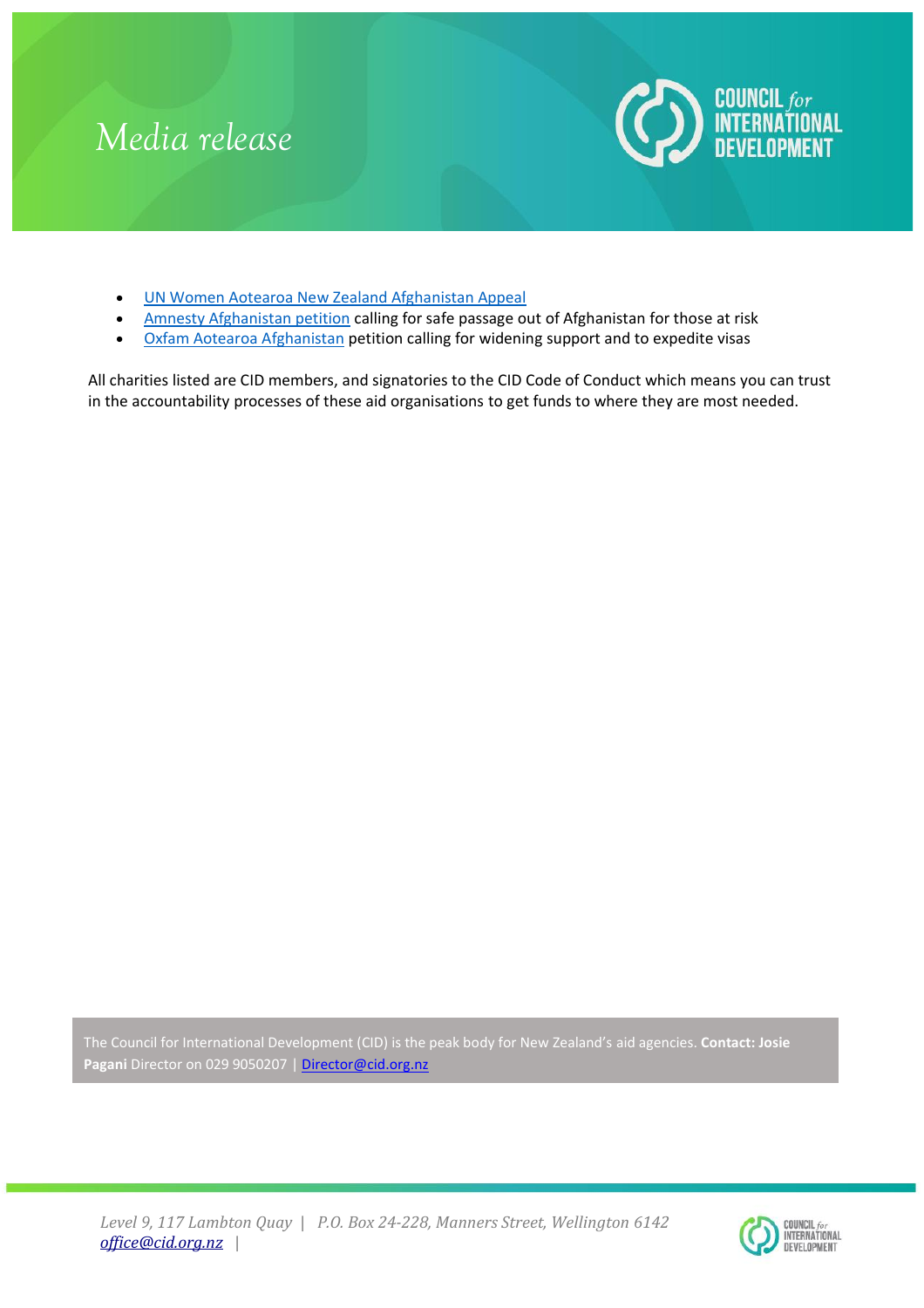- UN Women Aotearoa New Zealand Afghanistan Appeal
- Amnesty Afghanistan petition calling for safe passage out of Afghanistan for those at risk
- Oxfam Aotearoa Afghanistan petition calling for widening support and to expedite visas

All charities listed are CID members, and signatories to the CID Code of Conduct which means you can trust in the accountability processes of these aid organisations to get funds to where they are most needed.

The Council for International Development (CID) is the peak body for New Zealand's aid agencies. **Contact: Josie Pagani** Director on 029 9050207 | Director@cid.org.nz